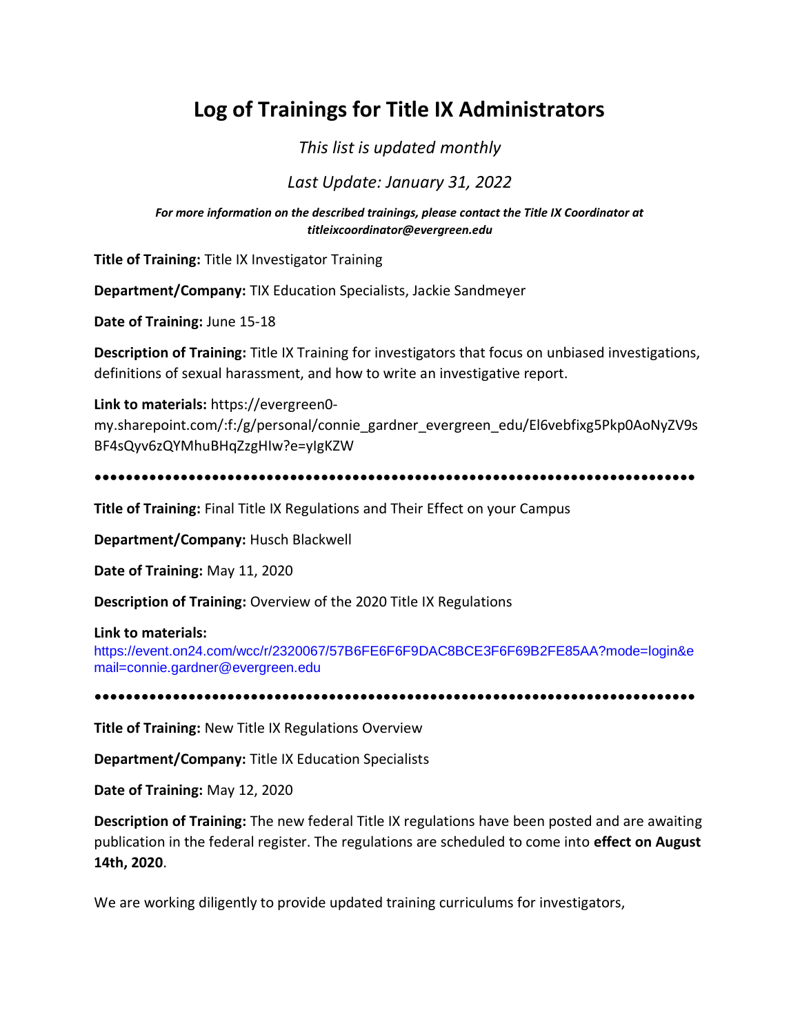# Log of Trainings for Title IX Administrators

*This list is updated monthly*

*Last Update: January 31, 2022*

***For more information on the described trainings, please contact the Title IX Coordinator at titleixcoordinator@evergreen.edu***

**Title of Training:** Title IX Investigator Training

**Department/Company:** TIX Education Specialists, Jackie Sandmeyer

**Date of Training:** June 15-18

**Description of Training:** Title IX Training for investigators that focus on unbiased investigations, definitions of sexual harassment, and how to write an investigative report.

**Link to materials:** https://evergreen0-my.sharepoint.com/:f:/g/personal/connie_gardner_evergreen_edu/El6vebfixg5Pkp0AoNyZV9sBF4sQyv6zQYMhuBHqZzgHIw?e=yIgKZW

●●●●●●●●●●●●●●●●●●●●●●●●●●●●●●●●●●●●●●●●●●●●●●●●●●●●●●●●●●●●●●●●●●●●●●●●●●●

**Title of Training:** Final Title IX Regulations and Their Effect on your Campus

**Department/Company:** Husch Blackwell

**Date of Training:** May 11, 2020

**Description of Training:** Overview of the 2020 Title IX Regulations

**Link to materials:**
https://event.on24.com/wcc/r/2320067/57B6FE6F6F9DAC8BCE3F6F69B2FE85AA?mode=login&email=connie.gardner@evergreen.edu

●●●●●●●●●●●●●●●●●●●●●●●●●●●●●●●●●●●●●●●●●●●●●●●●●●●●●●●●●●●●●●●●●●●●●●●●●●●

**Title of Training:** New Title IX Regulations Overview

**Department/Company:** Title IX Education Specialists

**Date of Training:** May 12, 2020

**Description of Training:** The new federal Title IX regulations have been posted and are awaiting publication in the federal register. The regulations are scheduled to come into **effect on August 14th, 2020**.

We are working diligently to provide updated training curriculums for investigators,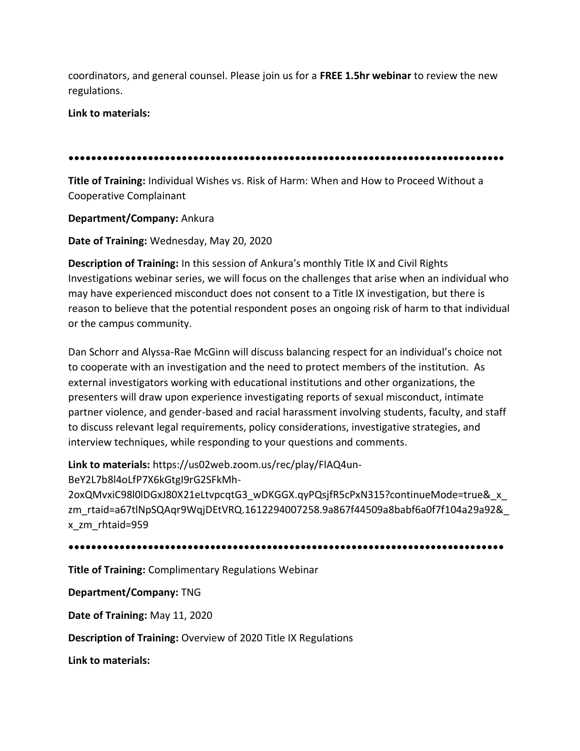coordinators, and general counsel. Please join us for a **FREE 1.5hr webinar** to review the new regulations.

**Link to materials:**

●●●●●●●●●●●●●●●●●●●●●●●●●●●●●●●●●●●●●●●●●●●●●●●●●●●●●●●●●●●●●●●●●●●●●●●●●

**Title of Training:** Individual Wishes vs. Risk of Harm: When and How to Proceed Without a Cooperative Complainant

**Department/Company:** Ankura

**Date of Training:** Wednesday, May 20, 2020

**Description of Training:** In this session of Ankura's monthly Title IX and Civil Rights Investigations webinar series, we will focus on the challenges that arise when an individual who may have experienced misconduct does not consent to a Title IX investigation, but there is reason to believe that the potential respondent poses an ongoing risk of harm to that individual or the campus community.

Dan Schorr and Alyssa-Rae McGinn will discuss balancing respect for an individual's choice not to cooperate with an investigation and the need to protect members of the institution. As external investigators working with educational institutions and other organizations, the presenters will draw upon experience investigating reports of sexual misconduct, intimate partner violence, and gender-based and racial harassment involving students, faculty, and staff to discuss relevant legal requirements, policy considerations, investigative strategies, and interview techniques, while responding to your questions and comments.

**Link to materials:** https://us02web.zoom.us/rec/play/FlAQ4un-BeY2L7b8l4oLfP7X6kGtgI9rG2SFkMh-2oxQMvxiC98l0lDGxJ80X21eLtvpcqtG3_wDKGGX.qyPQsjfR5cPxN315?continueMode=true&_x_zm_rtaid=a67tlNpSQAqr9WqjDEtVRQ.1612294007258.9a867f44509a8babf6a0f7f104a29a92&_x_zm_rhtaid=959

●●●●●●●●●●●●●●●●●●●●●●●●●●●●●●●●●●●●●●●●●●●●●●●●●●●●●●●●●●●●●●●●●●●●●●●●●

**Title of Training:** Complimentary Regulations Webinar

**Department/Company:** TNG

**Date of Training:** May 11, 2020

**Description of Training:** Overview of 2020 Title IX Regulations

**Link to materials:**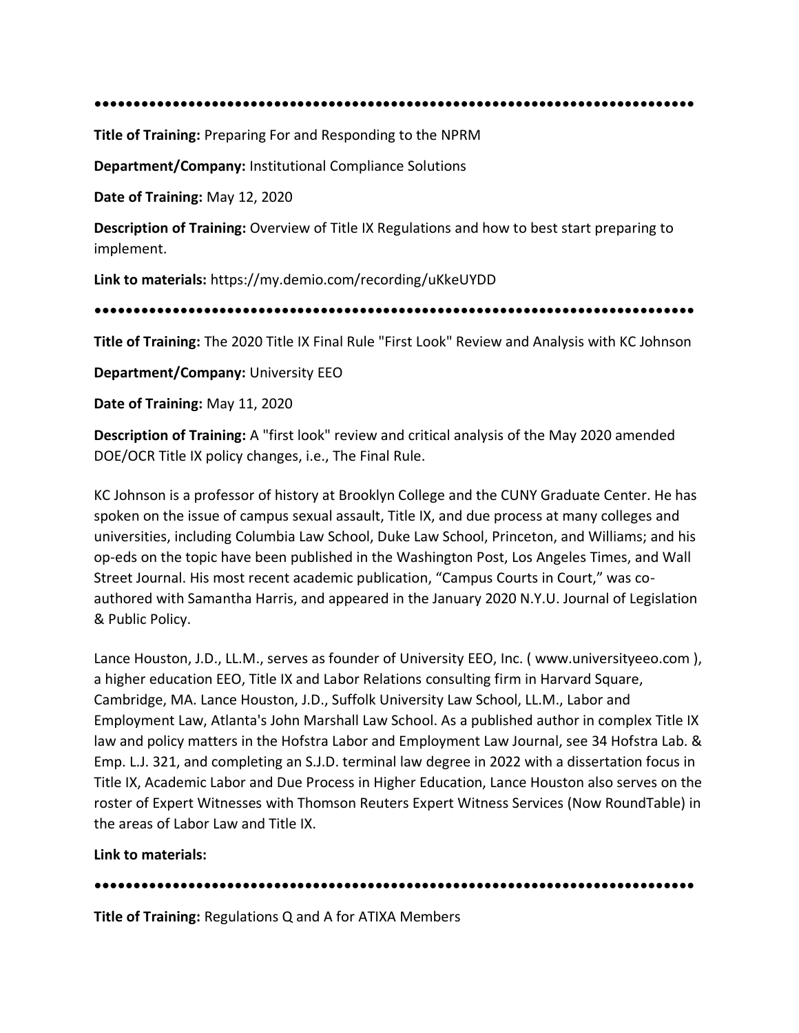●●●●●●●●●●●●●●●●●●●●●●●●●●●●●●●●●●●●●●●●●●●●●●●●●●●●●●●●●●●●●●●●●●●●●●●●●●

**Title of Training:** Preparing For and Responding to the NPRM

**Department/Company:** Institutional Compliance Solutions

**Date of Training:** May 12, 2020

**Description of Training:** Overview of Title IX Regulations and how to best start preparing to implement.

**Link to materials:** https://my.demio.com/recording/uKkeUYDD

●●●●●●●●●●●●●●●●●●●●●●●●●●●●●●●●●●●●●●●●●●●●●●●●●●●●●●●●●●●●●●●●●●●●●●●●●●

**Title of Training:** The 2020 Title IX Final Rule "First Look" Review and Analysis with KC Johnson

**Department/Company:** University EEO

**Date of Training:** May 11, 2020

**Description of Training:** A "first look" review and critical analysis of the May 2020 amended DOE/OCR Title IX policy changes, i.e., The Final Rule.

KC Johnson is a professor of history at Brooklyn College and the CUNY Graduate Center. He has spoken on the issue of campus sexual assault, Title IX, and due process at many colleges and universities, including Columbia Law School, Duke Law School, Princeton, and Williams; and his op-eds on the topic have been published in the Washington Post, Los Angeles Times, and Wall Street Journal. His most recent academic publication, "Campus Courts in Court," was co-authored with Samantha Harris, and appeared in the January 2020 N.Y.U. Journal of Legislation & Public Policy.

Lance Houston, J.D., LL.M., serves as founder of University EEO, Inc. ( www.universityeeo.com ), a higher education EEO, Title IX and Labor Relations consulting firm in Harvard Square, Cambridge, MA. Lance Houston, J.D., Suffolk University Law School, LL.M., Labor and Employment Law, Atlanta's John Marshall Law School. As a published author in complex Title IX law and policy matters in the Hofstra Labor and Employment Law Journal, see 34 Hofstra Lab. & Emp. L.J. 321, and completing an S.J.D. terminal law degree in 2022 with a dissertation focus in Title IX, Academic Labor and Due Process in Higher Education, Lance Houston also serves on the roster of Expert Witnesses with Thomson Reuters Expert Witness Services (Now RoundTable) in the areas of Labor Law and Title IX.

**Link to materials:**

●●●●●●●●●●●●●●●●●●●●●●●●●●●●●●●●●●●●●●●●●●●●●●●●●●●●●●●●●●●●●●●●●●●●●●●●●●

**Title of Training:** Regulations Q and A for ATIXA Members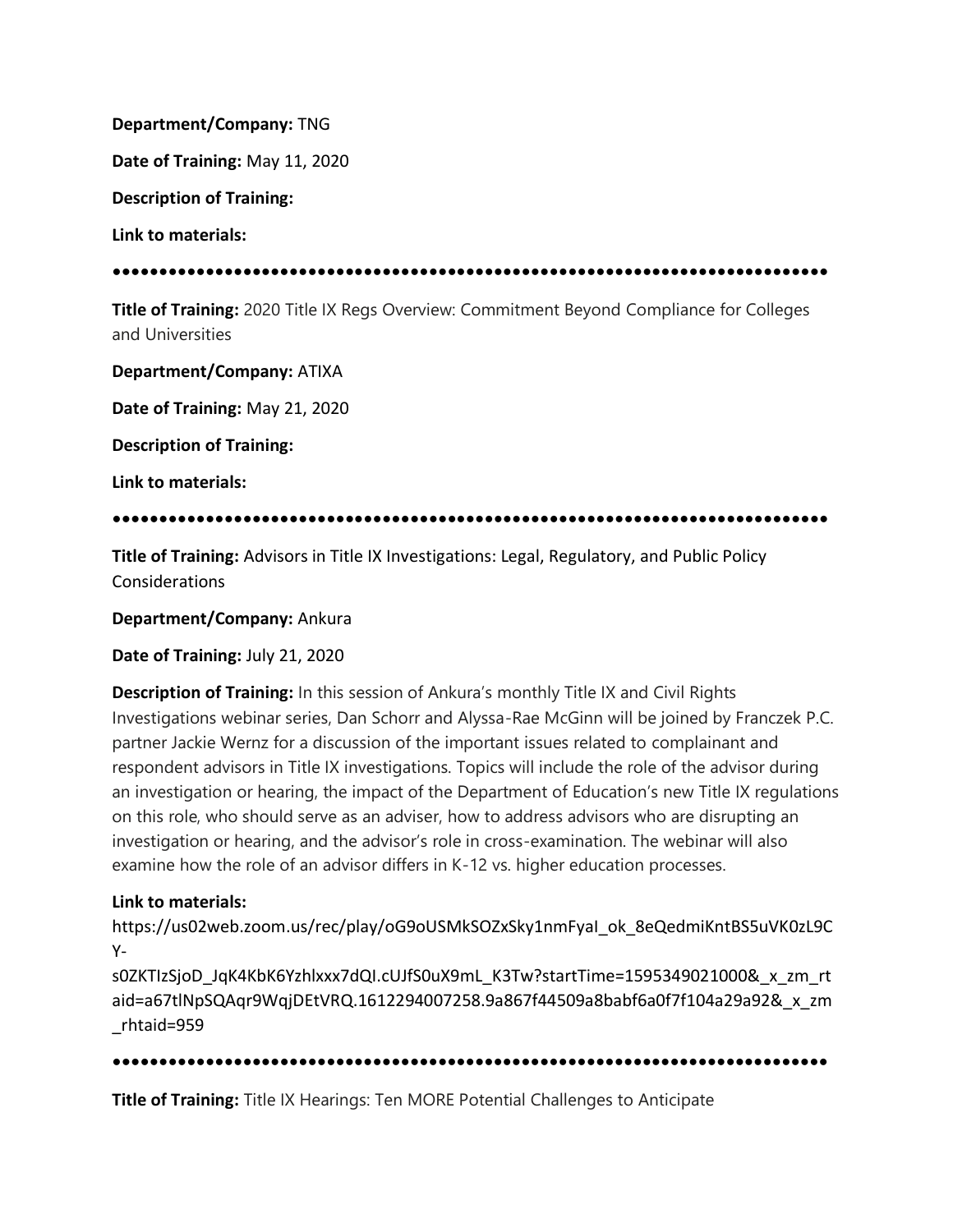**Department/Company:** TNG

**Date of Training:** May 11, 2020

**Description of Training:**

**Link to materials:**

●●●●●●●●●●●●●●●●●●●●●●●●●●●●●●●●●●●●●●●●●●●●●●●●●●●●●●●●●●●●●●●●●●●●●●●●●●

**Title of Training:** 2020 Title IX Regs Overview: Commitment Beyond Compliance for Colleges and Universities

**Department/Company:** ATIXA

**Date of Training:** May 21, 2020

**Description of Training:**

**Link to materials:**

●●●●●●●●●●●●●●●●●●●●●●●●●●●●●●●●●●●●●●●●●●●●●●●●●●●●●●●●●●●●●●●●●●●●●●●●●●

**Title of Training:** Advisors in Title IX Investigations: Legal, Regulatory, and Public Policy Considerations

**Department/Company:** Ankura

**Date of Training:** July 21, 2020

**Description of Training:** In this session of Ankura's monthly Title IX and Civil Rights Investigations webinar series, Dan Schorr and Alyssa-Rae McGinn will be joined by Franczek P.C. partner Jackie Wernz for a discussion of the important issues related to complainant and respondent advisors in Title IX investigations. Topics will include the role of the advisor during an investigation or hearing, the impact of the Department of Education's new Title IX regulations on this role, who should serve as an adviser, how to address advisors who are disrupting an investigation or hearing, and the advisor's role in cross-examination. The webinar will also examine how the role of an advisor differs in K-12 vs. higher education processes.

**Link to materials:**
https://us02web.zoom.us/rec/play/oG9oUSMkSOZxSky1nmFyaI_ok_8eQedmiKntBS5uVK0zL9CY-s0ZKTIzSjoD_JqK4KbK6Yzhlxxx7dQI.cUJfS0uX9mL_K3Tw?startTime=1595349021000&_x_zm_rtaid=a67tlNpSQAqr9WqjDEtVRQ.1612294007258.9a867f44509a8babf6a0f7f104a29a92&_x_zm_rhtaid=959

●●●●●●●●●●●●●●●●●●●●●●●●●●●●●●●●●●●●●●●●●●●●●●●●●●●●●●●●●●●●●●●●●●●●●●●●●●

**Title of Training:** Title IX Hearings: Ten MORE Potential Challenges to Anticipate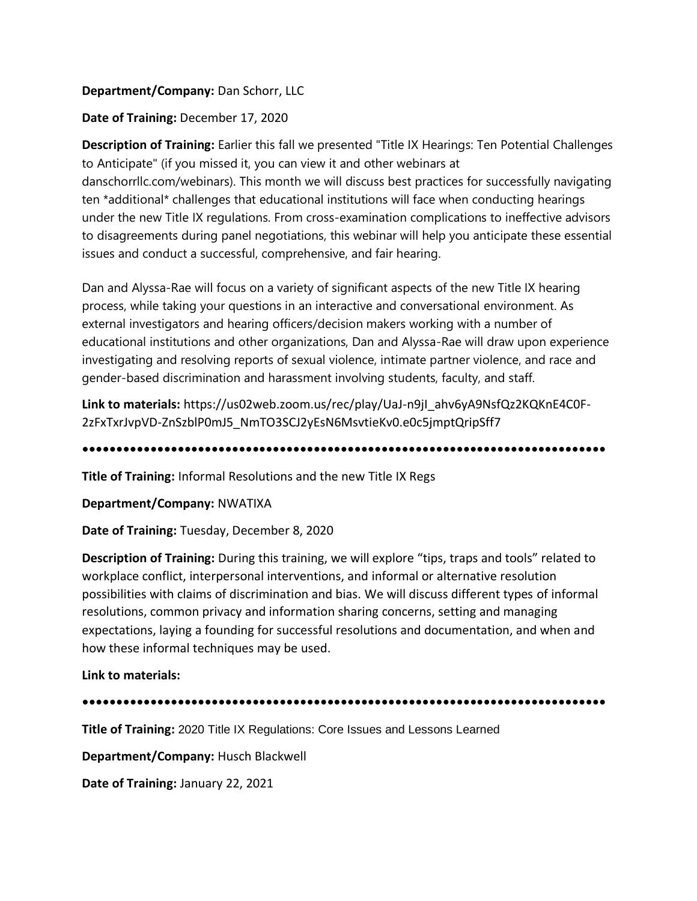**Department/Company:** Dan Schorr, LLC

**Date of Training:** December 17, 2020

**Description of Training:** Earlier this fall we presented "Title IX Hearings: Ten Potential Challenges to Anticipate" (if you missed it, you can view it and other webinars at danschorrllc.com/webinars). This month we will discuss best practices for successfully navigating ten *additional* challenges that educational institutions will face when conducting hearings under the new Title IX regulations. From cross-examination complications to ineffective advisors to disagreements during panel negotiations, this webinar will help you anticipate these essential issues and conduct a successful, comprehensive, and fair hearing.

Dan and Alyssa-Rae will focus on a variety of significant aspects of the new Title IX hearing process, while taking your questions in an interactive and conversational environment. As external investigators and hearing officers/decision makers working with a number of educational institutions and other organizations, Dan and Alyssa-Rae will draw upon experience investigating and resolving reports of sexual violence, intimate partner violence, and race and gender-based discrimination and harassment involving students, faculty, and staff.

**Link to materials:** https://us02web.zoom.us/rec/play/UaJ-n9jI_ahv6yA9NsfQz2KQKnE4C0F-2zFxTxrJvpVD-ZnSzblP0mJ5_NmTO3SCJ2yEsN6MsvtieKv0.e0c5jmptQripSff7

●●●●●●●●●●●●●●●●●●●●●●●●●●●●●●●●●●●●●●●●●●●●●●●●●●●●●●●●●●●●●●●●●●●●●●●●●●●

**Title of Training:** Informal Resolutions and the new Title IX Regs

**Department/Company:** NWATIXA

**Date of Training:** Tuesday, December 8, 2020

**Description of Training:** During this training, we will explore "tips, traps and tools" related to workplace conflict, interpersonal interventions, and informal or alternative resolution possibilities with claims of discrimination and bias. We will discuss different types of informal resolutions, common privacy and information sharing concerns, setting and managing expectations, laying a founding for successful resolutions and documentation, and when and how these informal techniques may be used.

**Link to materials:**

●●●●●●●●●●●●●●●●●●●●●●●●●●●●●●●●●●●●●●●●●●●●●●●●●●●●●●●●●●●●●●●●●●●●●●●●●●●

**Title of Training:** 2020 Title IX Regulations: Core Issues and Lessons Learned

**Department/Company:** Husch Blackwell

**Date of Training:** January 22, 2021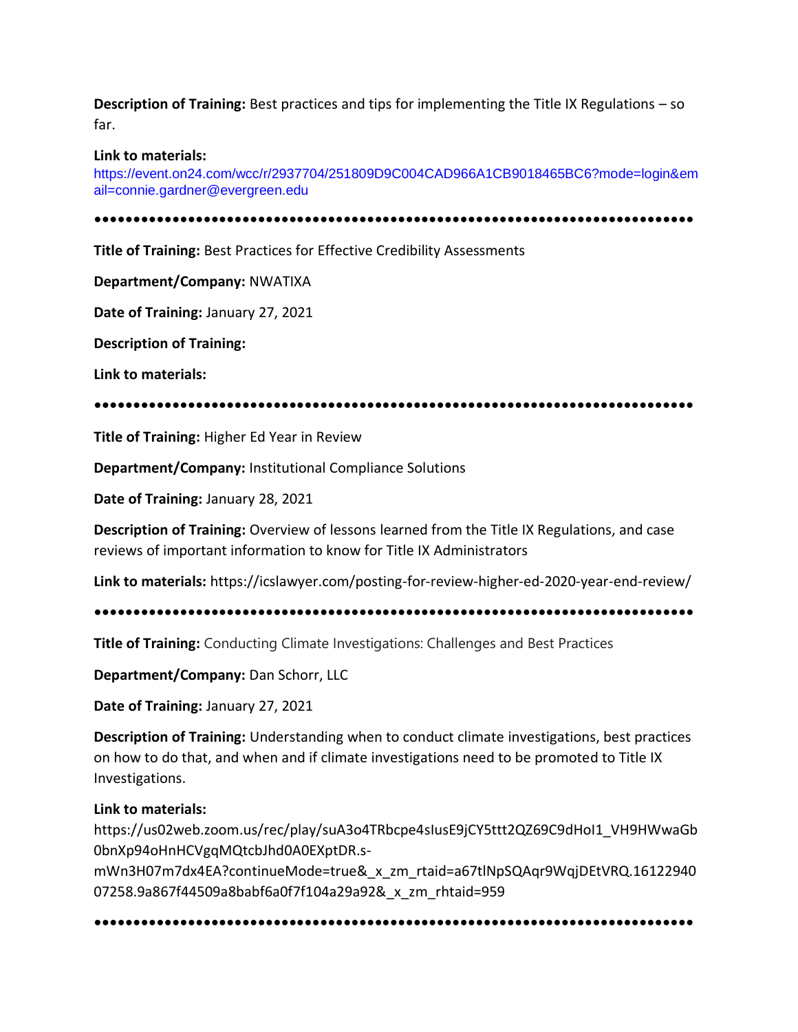**Description of Training:** Best practices and tips for implementing the Title IX Regulations – so far.

**Link to materials:**
https://event.on24.com/wcc/r/2937704/251809D9C004CAD966A1CB9018465BC6?mode=login&email=connie.gardner@evergreen.edu

●●●●●●●●●●●●●●●●●●●●●●●●●●●●●●●●●●●●●●●●●●●●●●●●●●●●●●●●●●●●●●●●●●●●●●●●●●●

**Title of Training:** Best Practices for Effective Credibility Assessments

**Department/Company:** NWATIXA

**Date of Training:** January 27, 2021

**Description of Training:**

**Link to materials:**

●●●●●●●●●●●●●●●●●●●●●●●●●●●●●●●●●●●●●●●●●●●●●●●●●●●●●●●●●●●●●●●●●●●●●●●●●●●

**Title of Training:** Higher Ed Year in Review

**Department/Company:** Institutional Compliance Solutions

**Date of Training:** January 28, 2021

**Description of Training:** Overview of lessons learned from the Title IX Regulations, and case reviews of important information to know for Title IX Administrators

**Link to materials:** https://icslawyer.com/posting-for-review-higher-ed-2020-year-end-review/

●●●●●●●●●●●●●●●●●●●●●●●●●●●●●●●●●●●●●●●●●●●●●●●●●●●●●●●●●●●●●●●●●●●●●●●●●●●

**Title of Training:** Conducting Climate Investigations: Challenges and Best Practices

**Department/Company:** Dan Schorr, LLC

**Date of Training:** January 27, 2021

**Description of Training:** Understanding when to conduct climate investigations, best practices on how to do that, and when and if climate investigations need to be promoted to Title IX Investigations.

**Link to materials:**
https://us02web.zoom.us/rec/play/suA3o4TRbcpe4sIusE9jCY5ttt2QZ69C9dHoI1_VH9HWwaGb0bnXp94oHnHCVgqMQtcbJhd0A0EXptDR.s-mWn3H07m7dx4EA?continueMode=true&_x_zm_rtaid=a67tlNpSQAqr9WqjDEtVRQ.1612294007258.9a867f44509a8babf6a0f7f104a29a92&_x_zm_rhtaid=959

●●●●●●●●●●●●●●●●●●●●●●●●●●●●●●●●●●●●●●●●●●●●●●●●●●●●●●●●●●●●●●●●●●●●●●●●●●●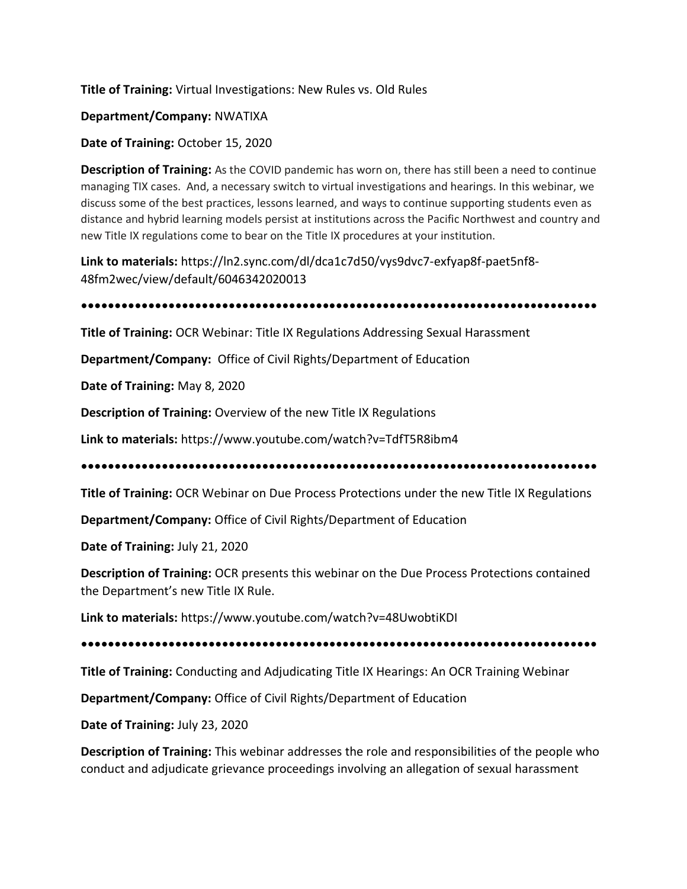**Title of Training:** Virtual Investigations: New Rules vs. Old Rules

**Department/Company:** NWATIXA

**Date of Training:** October 15, 2020

**Description of Training:** As the COVID pandemic has worn on, there has still been a need to continue managing TIX cases. And, a necessary switch to virtual investigations and hearings. In this webinar, we discuss some of the best practices, lessons learned, and ways to continue supporting students even as distance and hybrid learning models persist at institutions across the Pacific Northwest and country and new Title IX regulations come to bear on the Title IX procedures at your institution.

**Link to materials:** https://ln2.sync.com/dl/dca1c7d50/vys9dvc7-exfyap8f-paet5nf8-48fm2wec/view/default/6046342020013

●●●●●●●●●●●●●●●●●●●●●●●●●●●●●●●●●●●●●●●●●●●●●●●●●●●●●●●●●●●●●●●●●●●●●●●●

**Title of Training:** OCR Webinar: Title IX Regulations Addressing Sexual Harassment

**Department/Company:** Office of Civil Rights/Department of Education

**Date of Training:** May 8, 2020

**Description of Training:** Overview of the new Title IX Regulations

**Link to materials:** https://www.youtube.com/watch?v=TdfT5R8ibm4

●●●●●●●●●●●●●●●●●●●●●●●●●●●●●●●●●●●●●●●●●●●●●●●●●●●●●●●●●●●●●●●●●●●●●●●●

**Title of Training:** OCR Webinar on Due Process Protections under the new Title IX Regulations

**Department/Company:** Office of Civil Rights/Department of Education

**Date of Training:** July 21, 2020

**Description of Training:** OCR presents this webinar on the Due Process Protections contained the Department's new Title IX Rule.

**Link to materials:** https://www.youtube.com/watch?v=48UwobtiKDI

●●●●●●●●●●●●●●●●●●●●●●●●●●●●●●●●●●●●●●●●●●●●●●●●●●●●●●●●●●●●●●●●●●●●●●●●

**Title of Training:** Conducting and Adjudicating Title IX Hearings: An OCR Training Webinar

**Department/Company:** Office of Civil Rights/Department of Education

**Date of Training:** July 23, 2020

**Description of Training:** This webinar addresses the role and responsibilities of the people who conduct and adjudicate grievance proceedings involving an allegation of sexual harassment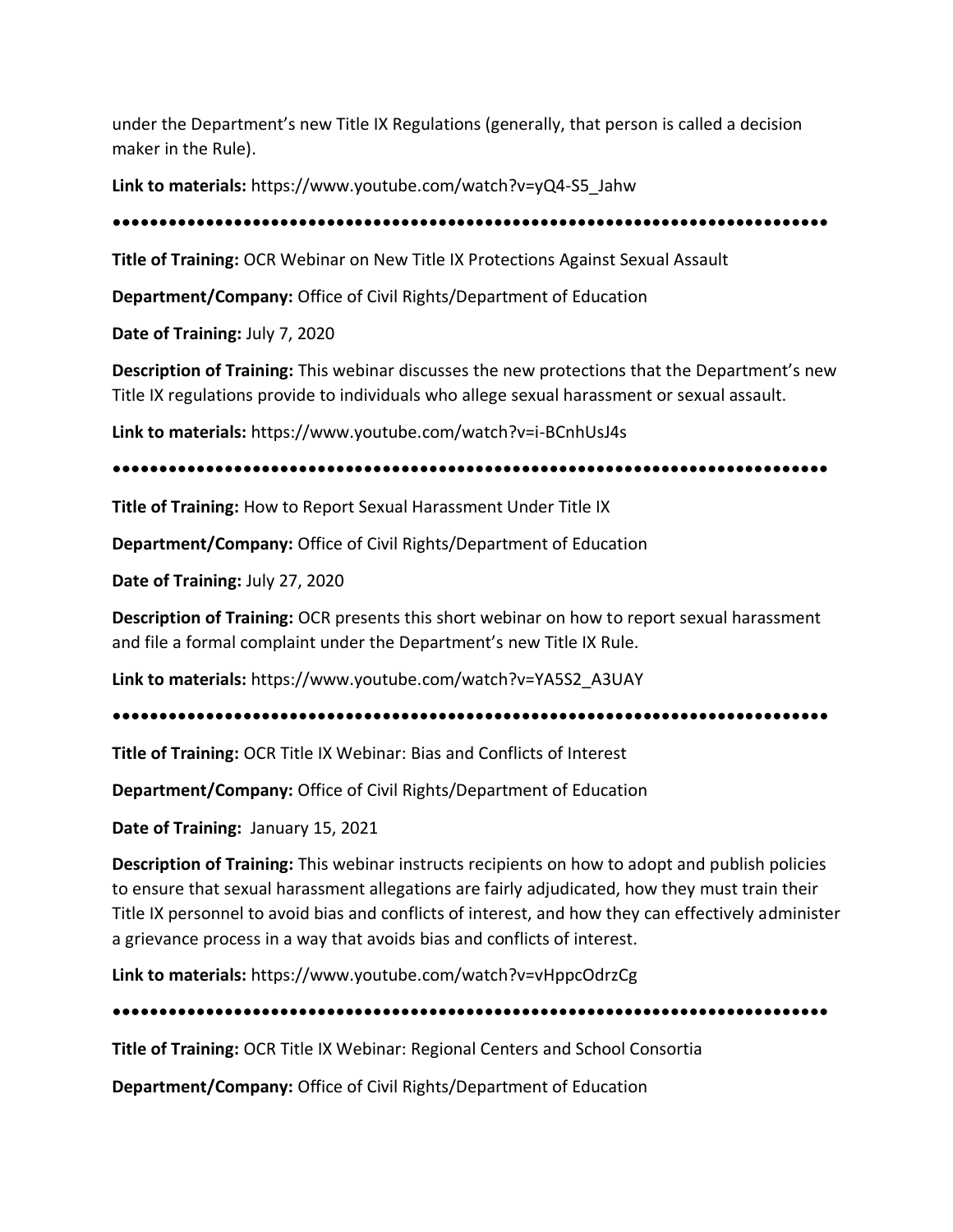under the Department's new Title IX Regulations (generally, that person is called a decision maker in the Rule).

**Link to materials:** https://www.youtube.com/watch?v=yQ4-S5_Jahw

●●●●●●●●●●●●●●●●●●●●●●●●●●●●●●●●●●●●●●●●●●●●●●●●●●●●●●●●●●●●●●●●●●●●●●●●●●●

**Title of Training:** OCR Webinar on New Title IX Protections Against Sexual Assault

**Department/Company:** Office of Civil Rights/Department of Education

**Date of Training:** July 7, 2020

**Description of Training:** This webinar discusses the new protections that the Department's new Title IX regulations provide to individuals who allege sexual harassment or sexual assault.

**Link to materials:** https://www.youtube.com/watch?v=i-BCnhUsJ4s

●●●●●●●●●●●●●●●●●●●●●●●●●●●●●●●●●●●●●●●●●●●●●●●●●●●●●●●●●●●●●●●●●●●●●●●●●●●

**Title of Training:** How to Report Sexual Harassment Under Title IX

**Department/Company:** Office of Civil Rights/Department of Education

**Date of Training:** July 27, 2020

**Description of Training:** OCR presents this short webinar on how to report sexual harassment and file a formal complaint under the Department's new Title IX Rule.

**Link to materials:** https://www.youtube.com/watch?v=YA5S2_A3UAY

●●●●●●●●●●●●●●●●●●●●●●●●●●●●●●●●●●●●●●●●●●●●●●●●●●●●●●●●●●●●●●●●●●●●●●●●●●●

**Title of Training:** OCR Title IX Webinar: Bias and Conflicts of Interest

**Department/Company:** Office of Civil Rights/Department of Education

**Date of Training:** January 15, 2021

**Description of Training:** This webinar instructs recipients on how to adopt and publish policies to ensure that sexual harassment allegations are fairly adjudicated, how they must train their Title IX personnel to avoid bias and conflicts of interest, and how they can effectively administer a grievance process in a way that avoids bias and conflicts of interest.

**Link to materials:** https://www.youtube.com/watch?v=vHppcOdrzCg

●●●●●●●●●●●●●●●●●●●●●●●●●●●●●●●●●●●●●●●●●●●●●●●●●●●●●●●●●●●●●●●●●●●●●●●●●●●

**Title of Training:** OCR Title IX Webinar: Regional Centers and School Consortia

**Department/Company:** Office of Civil Rights/Department of Education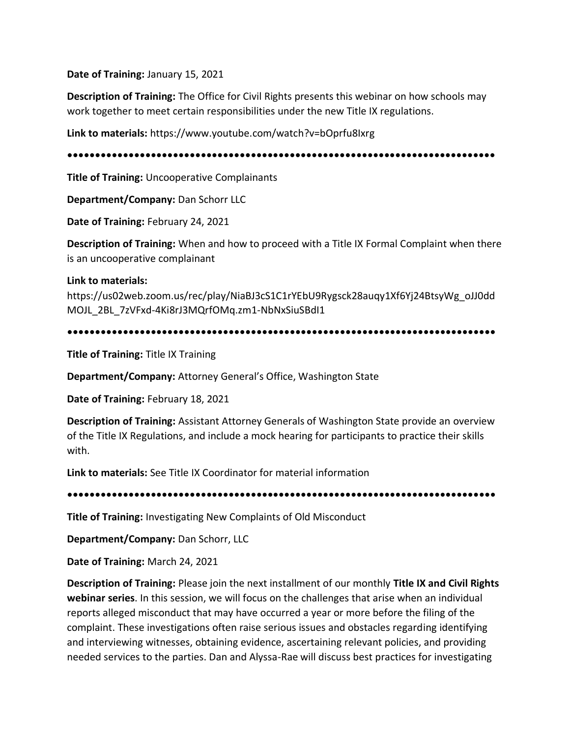**Date of Training:** January 15, 2021

**Description of Training:** The Office for Civil Rights presents this webinar on how schools may work together to meet certain responsibilities under the new Title IX regulations.

**Link to materials:** https://www.youtube.com/watch?v=bOprfu8Ixrg

●●●●●●●●●●●●●●●●●●●●●●●●●●●●●●●●●●●●●●●●●●●●●●●●●●●●●●●●●●●●●●●●●●●●●●●●●●

**Title of Training:** Uncooperative Complainants

**Department/Company:** Dan Schorr LLC

**Date of Training:** February 24, 2021

**Description of Training:** When and how to proceed with a Title IX Formal Complaint when there is an uncooperative complainant

**Link to materials:**
https://us02web.zoom.us/rec/play/NiaBJ3cS1C1rYEbU9Rygsck28auqy1Xf6Yj24BtsyWg_oJJ0ddMOJL_2BL_7zVFxd-4Ki8rJ3MQrfOMq.zm1-NbNxSiuSBdI1

●●●●●●●●●●●●●●●●●●●●●●●●●●●●●●●●●●●●●●●●●●●●●●●●●●●●●●●●●●●●●●●●●●●●●●●●●●

**Title of Training:** Title IX Training

**Department/Company:** Attorney General's Office, Washington State

**Date of Training:** February 18, 2021

**Description of Training:** Assistant Attorney Generals of Washington State provide an overview of the Title IX Regulations, and include a mock hearing for participants to practice their skills with.

**Link to materials:** See Title IX Coordinator for material information

●●●●●●●●●●●●●●●●●●●●●●●●●●●●●●●●●●●●●●●●●●●●●●●●●●●●●●●●●●●●●●●●●●●●●●●●●●

**Title of Training:** Investigating New Complaints of Old Misconduct

**Department/Company:** Dan Schorr, LLC

**Date of Training:** March 24, 2021

**Description of Training:** Please join the next installment of our monthly **Title IX and Civil Rights webinar series**. In this session, we will focus on the challenges that arise when an individual reports alleged misconduct that may have occurred a year or more before the filing of the complaint. These investigations often raise serious issues and obstacles regarding identifying and interviewing witnesses, obtaining evidence, ascertaining relevant policies, and providing needed services to the parties. Dan and Alyssa-Rae will discuss best practices for investigating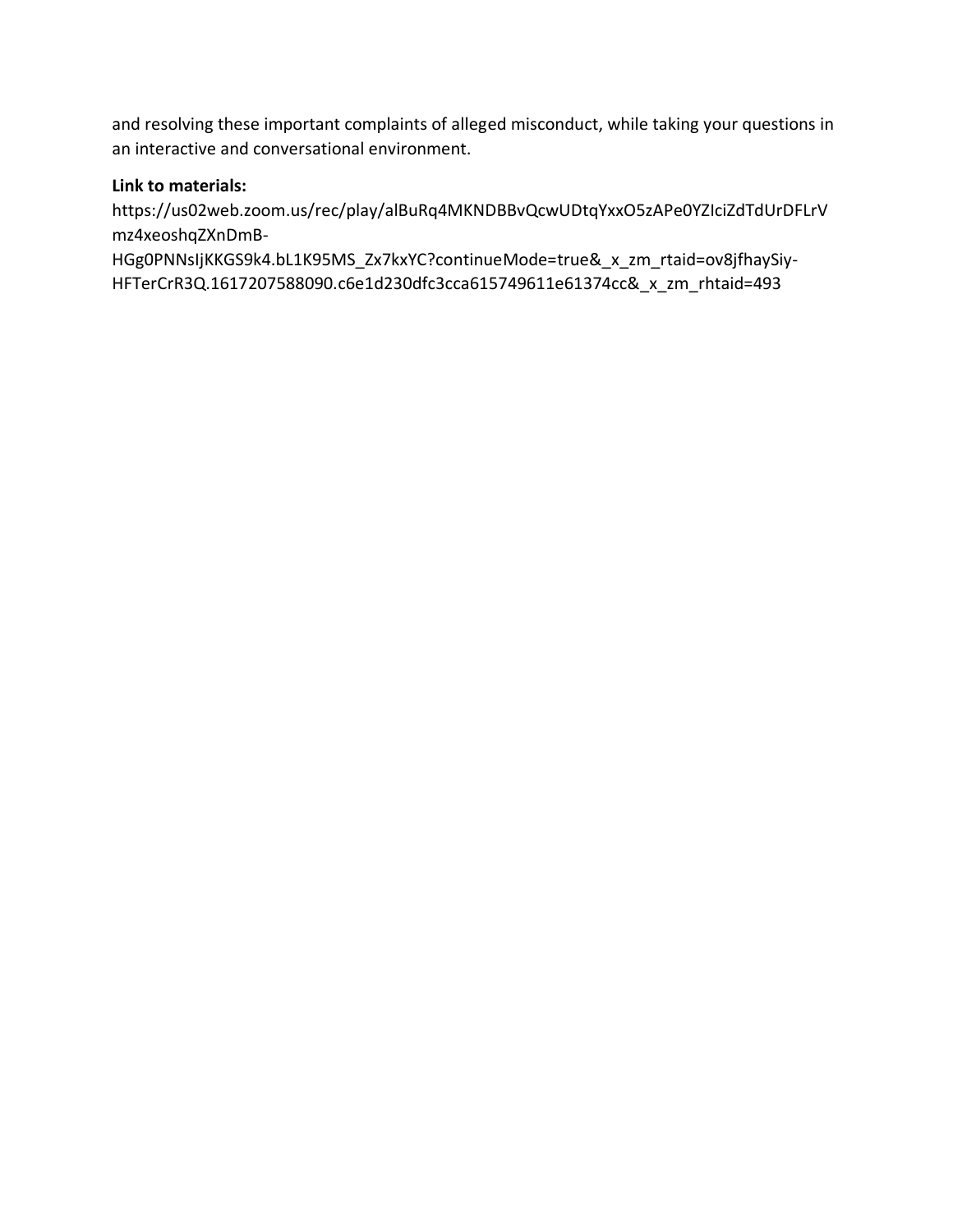and resolving these important complaints of alleged misconduct, while taking your questions in an interactive and conversational environment.

**Link to materials:**
https://us02web.zoom.us/rec/play/alBuRq4MKNDBBvQcwUDtqYxxO5zAPe0YZIciZdTdUrDFLrVmz4xeoshqZXnDmB-HGg0PNNsIjKKGS9k4.bL1K95MS_Zx7kxYC?continueMode=true&_x_zm_rtaid=ov8jfhaySiy-HFTerCrR3Q.1617207588090.c6e1d230dfc3cca615749611e61374cc&_x_zm_rhtaid=493